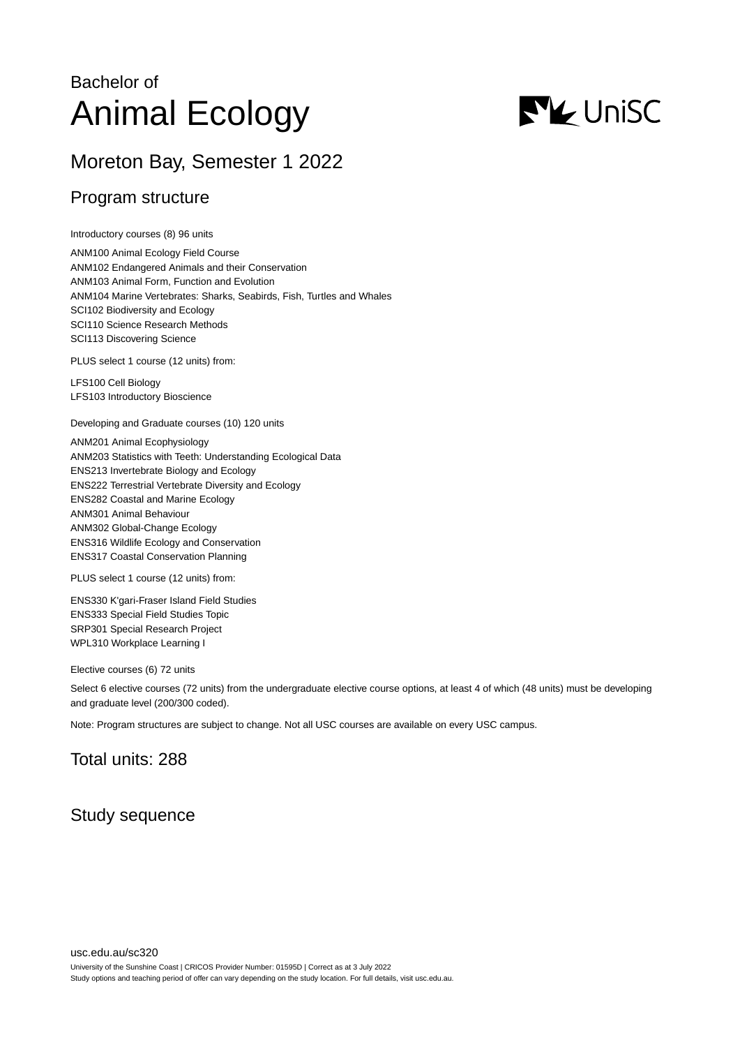# Bachelor of Animal Ecology

## Moreton Bay, Semester 1 2022

## Program structure

Introductory courses (8) 96 units

ANM100 Animal Ecology Field Course
ANM102 Endangered Animals and their Conservation
ANM103 Animal Form, Function and Evolution
ANM104 Marine Vertebrates: Sharks, Seabirds, Fish, Turtles and Whales
SCI102 Biodiversity and Ecology
SCI110 Science Research Methods
SCI113 Discovering Science

PLUS select 1 course (12 units) from:

LFS100 Cell Biology
LFS103 Introductory Bioscience

Developing and Graduate courses (10) 120 units

ANM201 Animal Ecophysiology
ANM203 Statistics with Teeth: Understanding Ecological Data
ENS213 Invertebrate Biology and Ecology
ENS222 Terrestrial Vertebrate Diversity and Ecology
ENS282 Coastal and Marine Ecology
ANM301 Animal Behaviour
ANM302 Global-Change Ecology
ENS316 Wildlife Ecology and Conservation
ENS317 Coastal Conservation Planning

PLUS select 1 course (12 units) from:

ENS330 K'gari-Fraser Island Field Studies
ENS333 Special Field Studies Topic
SRP301 Special Research Project
WPL310 Workplace Learning I

Elective courses (6) 72 units

Select 6 elective courses (72 units) from the undergraduate elective course options, at least 4 of which (48 units) must be developing and graduate level (200/300 coded).

Note: Program structures are subject to change. Not all USC courses are available on every USC campus.

## Total units: 288

## Study sequence

usc.edu.au/sc320

University of the Sunshine Coast | CRICOS Provider Number: 01595D | Correct as at 3 July 2022
Study options and teaching period of offer can vary depending on the study location. For full details, visit usc.edu.au.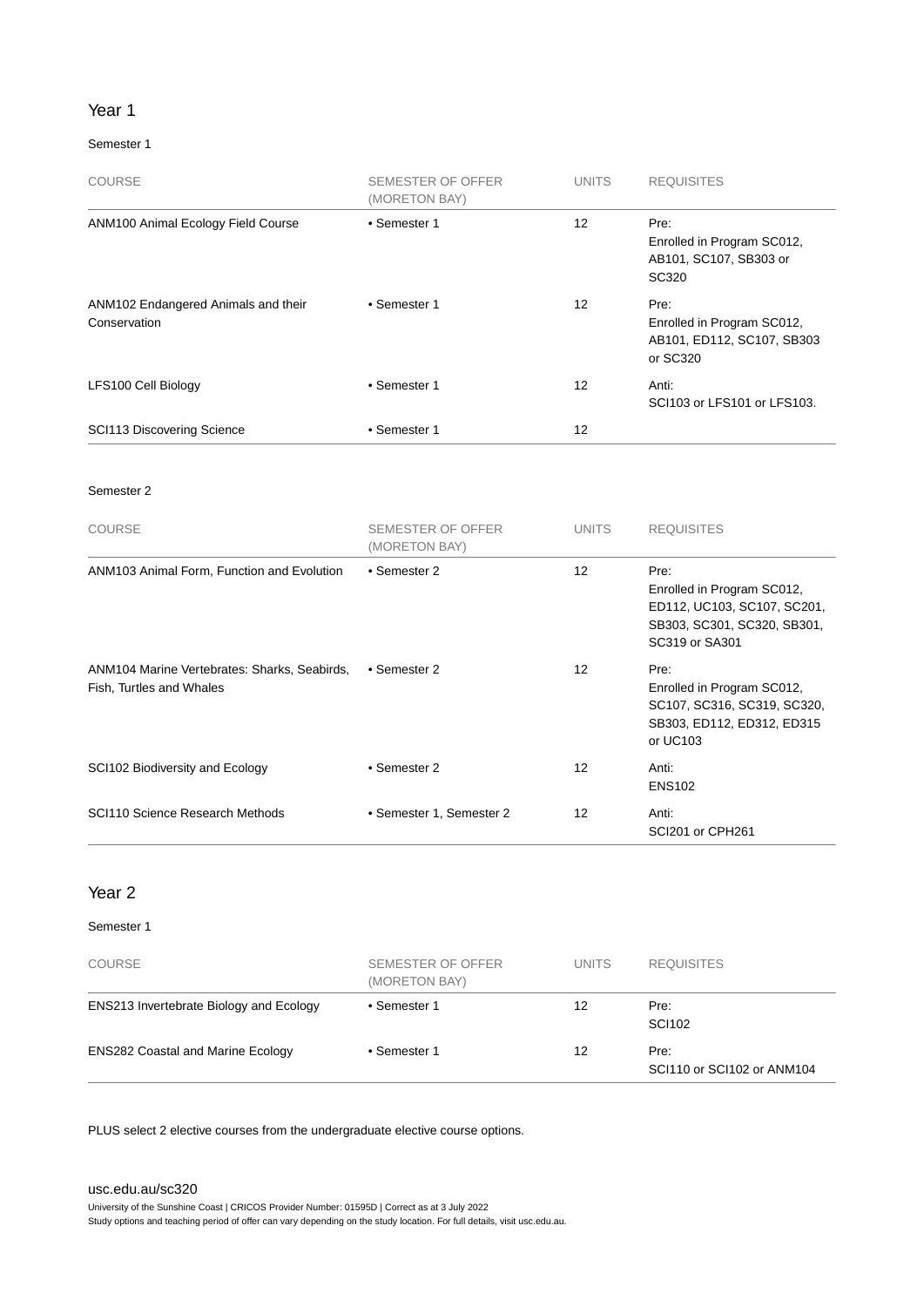## Year 1

### Semester 1

| COURSE | SEMESTER OF OFFER (MORETON BAY) | UNITS | REQUISITES |
|---|---|---|---|
| ANM100 Animal Ecology Field Course | • Semester 1 | 12 | Pre: Enrolled in Program SC012, AB101, SC107, SB303 or SC320 |
| ANM102 Endangered Animals and their Conservation | • Semester 1 | 12 | Pre: Enrolled in Program SC012, AB101, ED112, SC107, SB303 or SC320 |
| LFS100 Cell Biology | • Semester 1 | 12 | Anti: SCI103 or LFS101 or LFS103. |
| SCI113 Discovering Science | • Semester 1 | 12 | |

### Semester 2

| COURSE | SEMESTER OF OFFER (MORETON BAY) | UNITS | REQUISITES |
|---|---|---|---|
| ANM103 Animal Form, Function and Evolution | • Semester 2 | 12 | Pre: Enrolled in Program SC012, ED112, UC103, SC107, SC201, SB303, SC301, SC320, SB301, SC319 or SA301 |
| ANM104 Marine Vertebrates: Sharks, Seabirds, Fish, Turtles and Whales | • Semester 2 | 12 | Pre: Enrolled in Program SC012, SC107, SC316, SC319, SC320, SB303, ED112, ED312, ED315 or UC103 |
| SCI102 Biodiversity and Ecology | • Semester 2 | 12 | Anti: ENS102 |
| SCI110 Science Research Methods | • Semester 1, Semester 2 | 12 | Anti: SCI201 or CPH261 |

## Year 2

### Semester 1

| COURSE | SEMESTER OF OFFER (MORETON BAY) | UNITS | REQUISITES |
|---|---|---|---|
| ENS213 Invertebrate Biology and Ecology | • Semester 1 | 12 | Pre: SCI102 |
| ENS282 Coastal and Marine Ecology | • Semester 1 | 12 | Pre: SCI110 or SCI102 or ANM104 |

PLUS select 2 elective courses from the undergraduate elective course options.

usc.edu.au/sc320

University of the Sunshine Coast | CRICOS Provider Number: 01595D | Correct as at 3 July 2022
Study options and teaching period of offer can vary depending on the study location. For full details, visit usc.edu.au.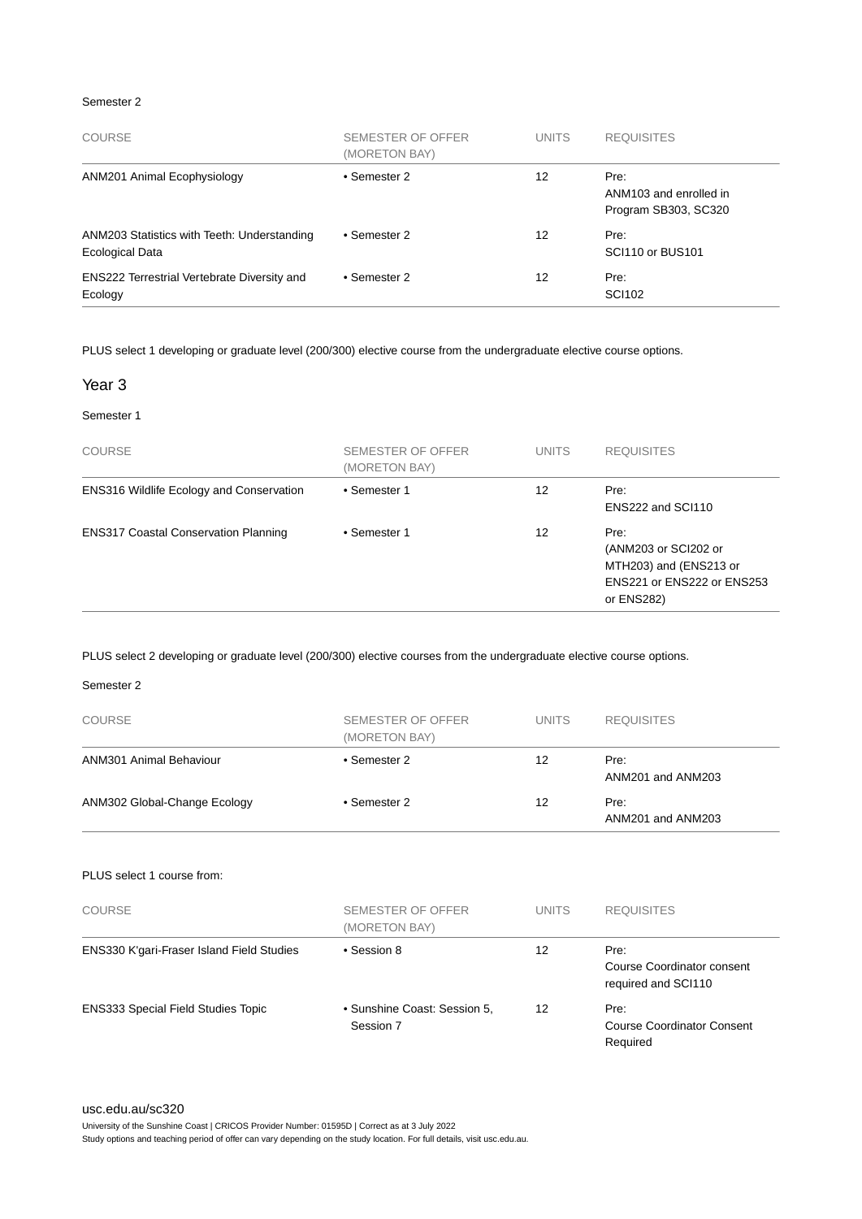Semester 2

| COURSE | SEMESTER OF OFFER (MORETON BAY) | UNITS | REQUISITES |
| --- | --- | --- | --- |
| ANM201 Animal Ecophysiology | • Semester 2 | 12 | Pre: ANM103 and enrolled in Program SB303, SC320 |
| ANM203 Statistics with Teeth: Understanding Ecological Data | • Semester 2 | 12 | Pre: SCI110 or BUS101 |
| ENS222 Terrestrial Vertebrate Diversity and Ecology | • Semester 2 | 12 | Pre: SCI102 |

PLUS select 1 developing or graduate level (200/300) elective course from the undergraduate elective course options.

## Year 3

Semester 1

| COURSE | SEMESTER OF OFFER (MORETON BAY) | UNITS | REQUISITES |
| --- | --- | --- | --- |
| ENS316 Wildlife Ecology and Conservation | • Semester 1 | 12 | Pre: ENS222 and SCI110 |
| ENS317 Coastal Conservation Planning | • Semester 1 | 12 | Pre: (ANM203 or SCI202 or MTH203) and (ENS213 or ENS221 or ENS222 or ENS253 or ENS282) |

PLUS select 2 developing or graduate level (200/300) elective courses from the undergraduate elective course options.

Semester 2

| COURSE | SEMESTER OF OFFER (MORETON BAY) | UNITS | REQUISITES |
| --- | --- | --- | --- |
| ANM301 Animal Behaviour | • Semester 2 | 12 | Pre: ANM201 and ANM203 |
| ANM302 Global-Change Ecology | • Semester 2 | 12 | Pre: ANM201 and ANM203 |

PLUS select 1 course from:

| COURSE | SEMESTER OF OFFER (MORETON BAY) | UNITS | REQUISITES |
| --- | --- | --- | --- |
| ENS330 K'gari-Fraser Island Field Studies | • Session 8 | 12 | Pre: Course Coordinator consent required and SCI110 |
| ENS333 Special Field Studies Topic | • Sunshine Coast: Session 5, Session 7 | 12 | Pre: Course Coordinator Consent Required |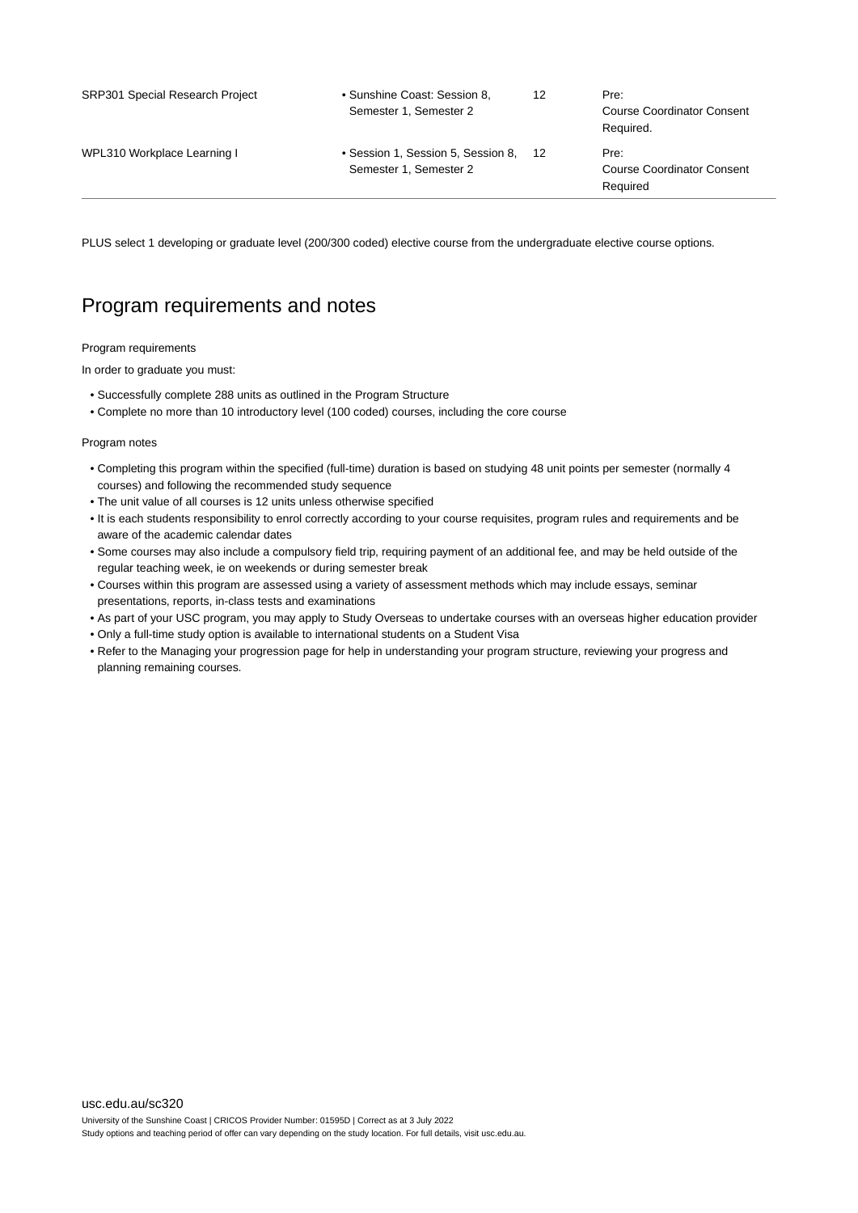| | | | |
|---|---|---|---|
| SRP301 Special Research Project | • Sunshine Coast: Session 8, Semester 1, Semester 2 | 12 | Pre: Course Coordinator Consent Required. |
| WPL310 Workplace Learning I | • Session 1, Session 5, Session 8, Semester 1, Semester 2 | 12 | Pre: Course Coordinator Consent Required |

PLUS select 1 developing or graduate level (200/300 coded) elective course from the undergraduate elective course options.

## Program requirements and notes

Program requirements

In order to graduate you must:

- Successfully complete 288 units as outlined in the Program Structure
- Complete no more than 10 introductory level (100 coded) courses, including the core course

Program notes

- Completing this program within the specified (full-time) duration is based on studying 48 unit points per semester (normally 4 courses) and following the recommended study sequence
- The unit value of all courses is 12 units unless otherwise specified
- It is each students responsibility to enrol correctly according to your course requisites, program rules and requirements and be aware of the academic calendar dates
- Some courses may also include a compulsory field trip, requiring payment of an additional fee, and may be held outside of the regular teaching week, ie on weekends or during semester break
- Courses within this program are assessed using a variety of assessment methods which may include essays, seminar presentations, reports, in-class tests and examinations
- As part of your USC program, you may apply to Study Overseas to undertake courses with an overseas higher education provider
- Only a full-time study option is available to international students on a Student Visa
- Refer to the Managing your progression page for help in understanding your program structure, reviewing your progress and planning remaining courses.